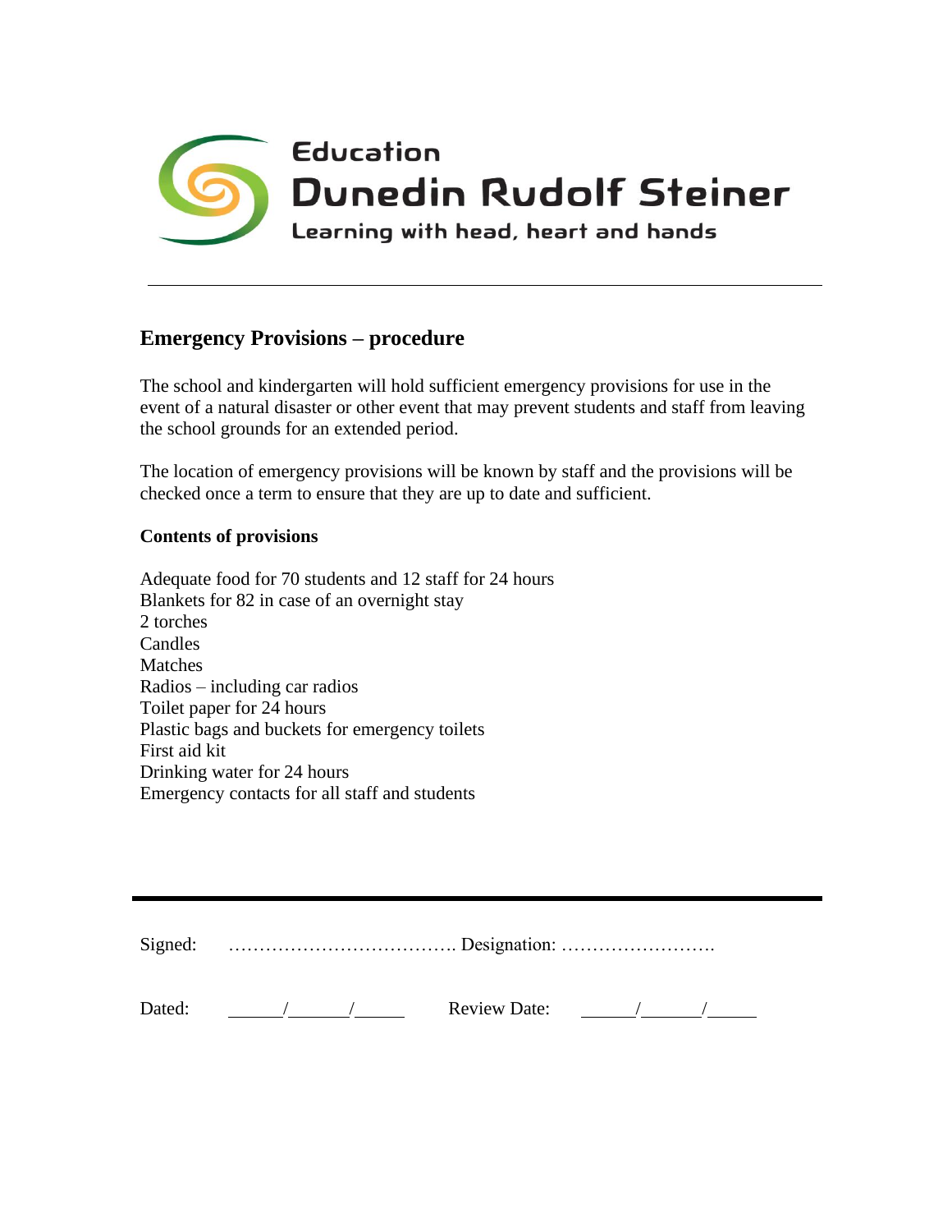Education
Dunedin Rudolf Steiner
Learning with head, heart and hands

---

## Emergency Provisions – procedure

The school and kindergarten will hold sufficient emergency provisions for use in the event of a natural disaster or other event that may prevent students and staff from leaving the school grounds for an extended period.

The location of emergency provisions will be known by staff and the provisions will be checked once a term to ensure that they are up to date and sufficient.

### Contents of provisions

Adequate food for 70 students and 12 staff for 24 hours
Blankets for 82 in case of an overnight stay
2 torches
Candles
Matches
Radios – including car radios
Toilet paper for 24 hours
Plastic bags and buckets for emergency toilets
First aid kit
Drinking water for 24 hours
Emergency contacts for all staff and students

---

Signed: ………………………………. Designation: …………………….

Dated: \_\_\_\_\_/\_\_\_\_\_/\_\_\_\_\_ Review Date: \_\_\_\_\_/\_\_\_\_\_/\_\_\_\_\_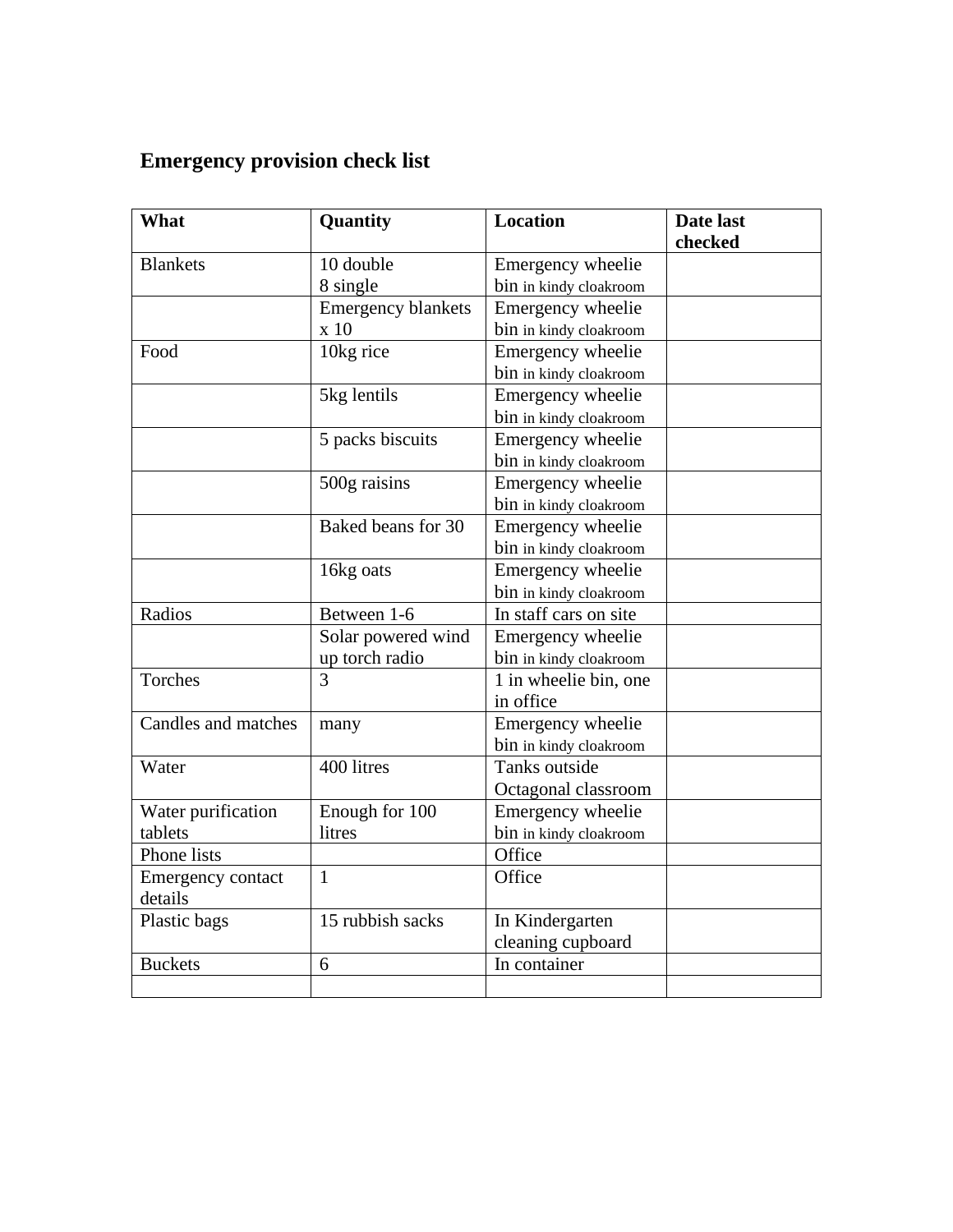## Emergency provision check list

| What | Quantity | Location | Date last checked |
|---|---|---|---|
| Blankets | 10 double<br>8 single | Emergency wheelie bin in kindy cloakroom | |
| | Emergency blankets x 10 | Emergency wheelie bin in kindy cloakroom | |
| Food | 10kg rice | Emergency wheelie bin in kindy cloakroom | |
| | 5kg lentils | Emergency wheelie bin in kindy cloakroom | |
| | 5 packs biscuits | Emergency wheelie bin in kindy cloakroom | |
| | 500g raisins | Emergency wheelie bin in kindy cloakroom | |
| | Baked beans for 30 | Emergency wheelie bin in kindy cloakroom | |
| | 16kg oats | Emergency wheelie bin in kindy cloakroom | |
| Radios | Between 1-6 | In staff cars on site | |
| | Solar powered wind up torch radio | Emergency wheelie bin in kindy cloakroom | |
| Torches | 3 | 1 in wheelie bin, one in office | |
| Candles and matches | many | Emergency wheelie bin in kindy cloakroom | |
| Water | 400 litres | Tanks outside Octagonal classroom | |
| Water purification tablets | Enough for 100 litres | Emergency wheelie bin in kindy cloakroom | |
| Phone lists | | Office | |
| Emergency contact details | 1 | Office | |
| Plastic bags | 15 rubbish sacks | In Kindergarten cleaning cupboard | |
| Buckets | 6 | In container | |
| | | | |